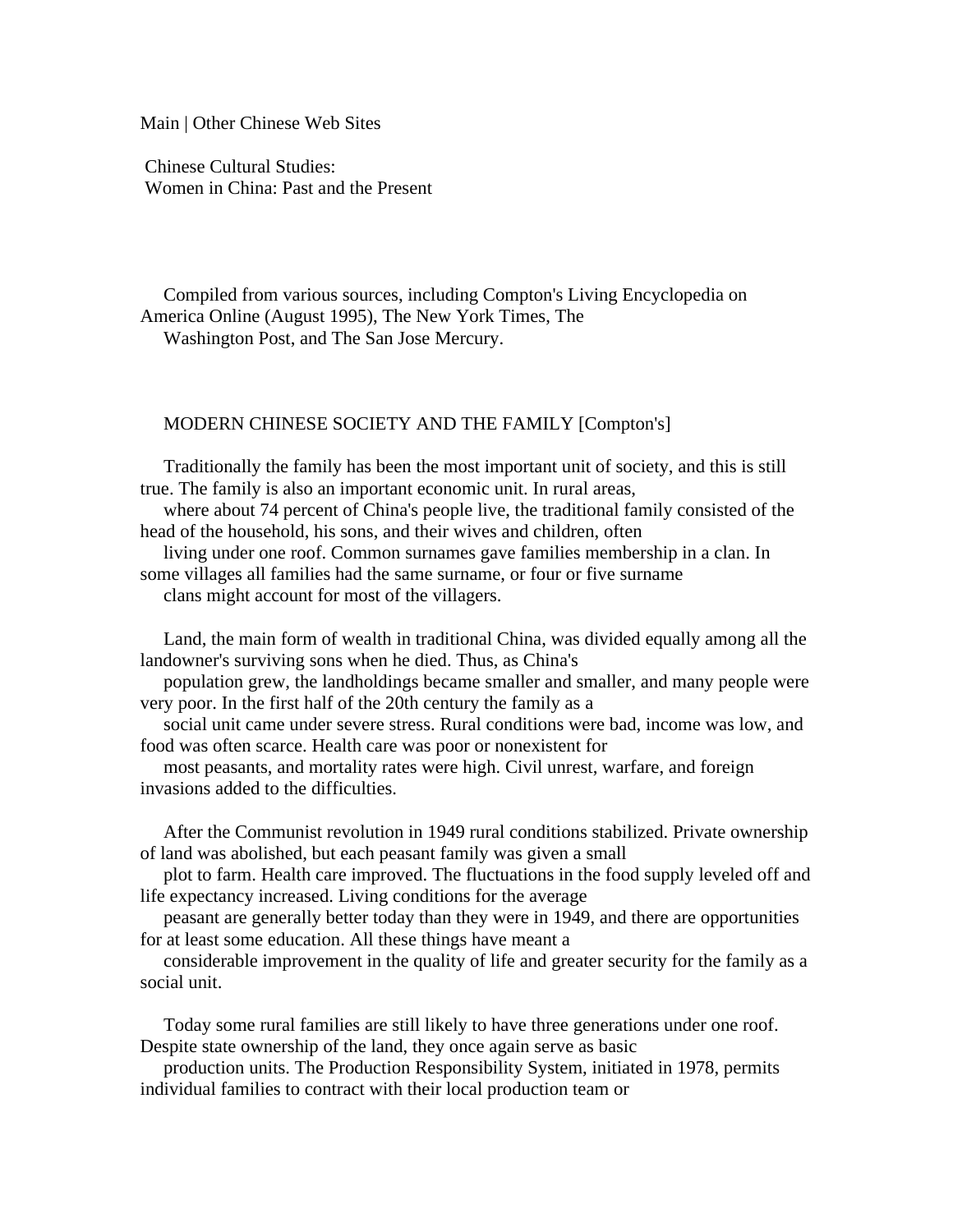Main | Other Chinese Web Sites

# Chinese Cultural Studies:
# Women in China: Past and the Present

Compiled from various sources, including Compton's Living Encyclopedia on America Online (August 1995), The New York Times, The Washington Post, and The San Jose Mercury.

## MODERN CHINESE SOCIETY AND THE FAMILY [Compton's]

Traditionally the family has been the most important unit of society, and this is still true. The family is also an important economic unit. In rural areas, where about 74 percent of China's people live, the traditional family consisted of the head of the household, his sons, and their wives and children, often living under one roof. Common surnames gave families membership in a clan. In some villages all families had the same surname, or four or five surname clans might account for most of the villagers.

Land, the main form of wealth in traditional China, was divided equally among all the landowner's surviving sons when he died. Thus, as China's population grew, the landholdings became smaller and smaller, and many people were very poor. In the first half of the 20th century the family as a social unit came under severe stress. Rural conditions were bad, income was low, and food was often scarce. Health care was poor or nonexistent for most peasants, and mortality rates were high. Civil unrest, warfare, and foreign invasions added to the difficulties.

After the Communist revolution in 1949 rural conditions stabilized. Private ownership of land was abolished, but each peasant family was given a small plot to farm. Health care improved. The fluctuations in the food supply leveled off and life expectancy increased. Living conditions for the average peasant are generally better today than they were in 1949, and there are opportunities for at least some education. All these things have meant a considerable improvement in the quality of life and greater security for the family as a social unit.

Today some rural families are still likely to have three generations under one roof. Despite state ownership of the land, they once again serve as basic production units. The Production Responsibility System, initiated in 1978, permits individual families to contract with their local production team or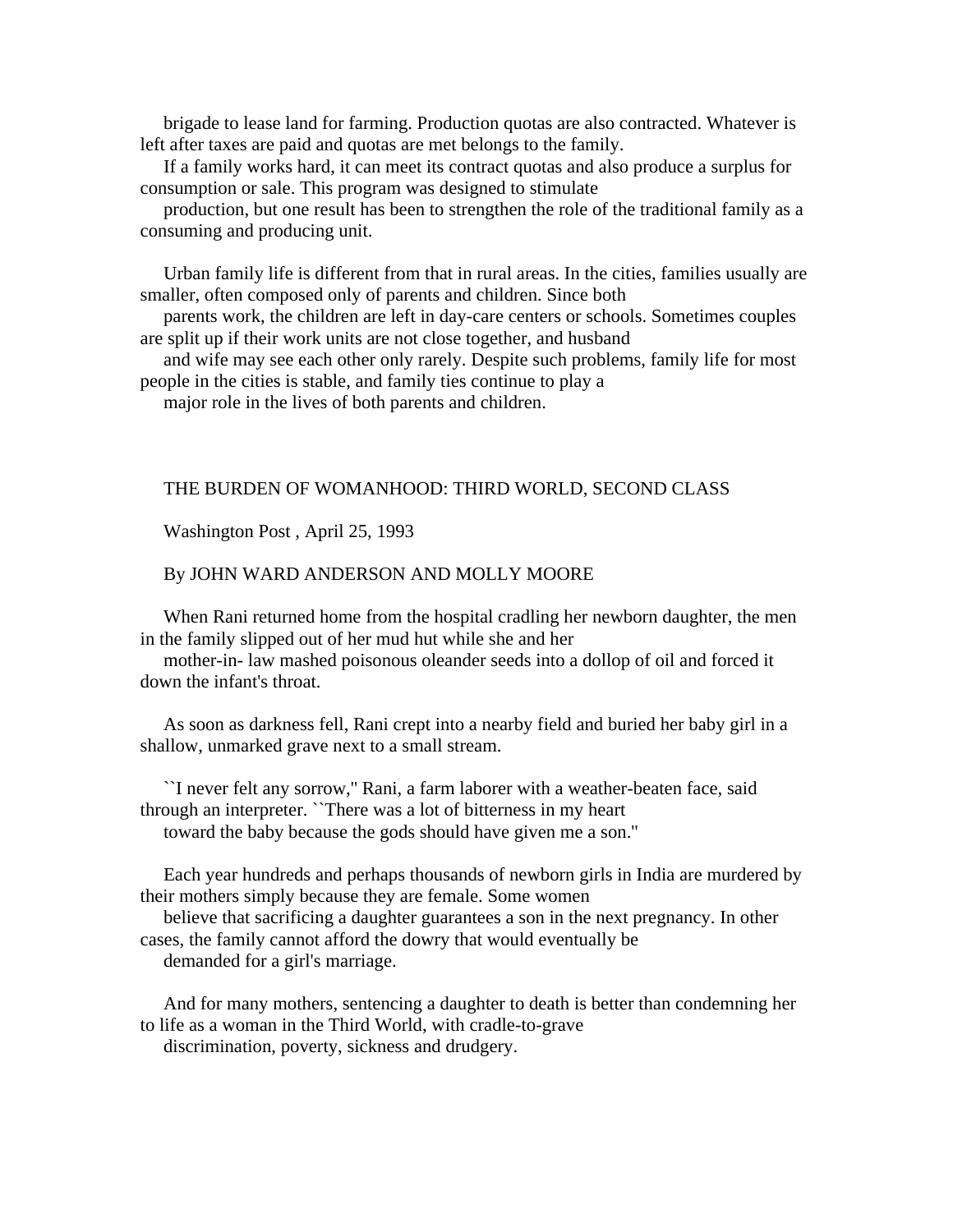brigade to lease land for farming. Production quotas are also contracted. Whatever is left after taxes are paid and quotas are met belongs to the family.

If a family works hard, it can meet its contract quotas and also produce a surplus for consumption or sale. This program was designed to stimulate production, but one result has been to strengthen the role of the traditional family as a consuming and producing unit.

Urban family life is different from that in rural areas. In the cities, families usually are smaller, often composed only of parents and children. Since both parents work, the children are left in day-care centers or schools. Sometimes couples are split up if their work units are not close together, and husband and wife may see each other only rarely. Despite such problems, family life for most people in the cities is stable, and family ties continue to play a major role in the lives of both parents and children.

## THE BURDEN OF WOMANHOOD: THIRD WORLD, SECOND CLASS

Washington Post , April 25, 1993

By JOHN WARD ANDERSON AND MOLLY MOORE

When Rani returned home from the hospital cradling her newborn daughter, the men in the family slipped out of her mud hut while she and her mother-in- law mashed poisonous oleander seeds into a dollop of oil and forced it down the infant's throat.

As soon as darkness fell, Rani crept into a nearby field and buried her baby girl in a shallow, unmarked grave next to a small stream.

``I never felt any sorrow,'' Rani, a farm laborer with a weather-beaten face, said through an interpreter. ``There was a lot of bitterness in my heart toward the baby because the gods should have given me a son.''

Each year hundreds and perhaps thousands of newborn girls in India are murdered by their mothers simply because they are female. Some women believe that sacrificing a daughter guarantees a son in the next pregnancy. In other cases, the family cannot afford the dowry that would eventually be demanded for a girl's marriage.

And for many mothers, sentencing a daughter to death is better than condemning her to life as a woman in the Third World, with cradle-to-grave discrimination, poverty, sickness and drudgery.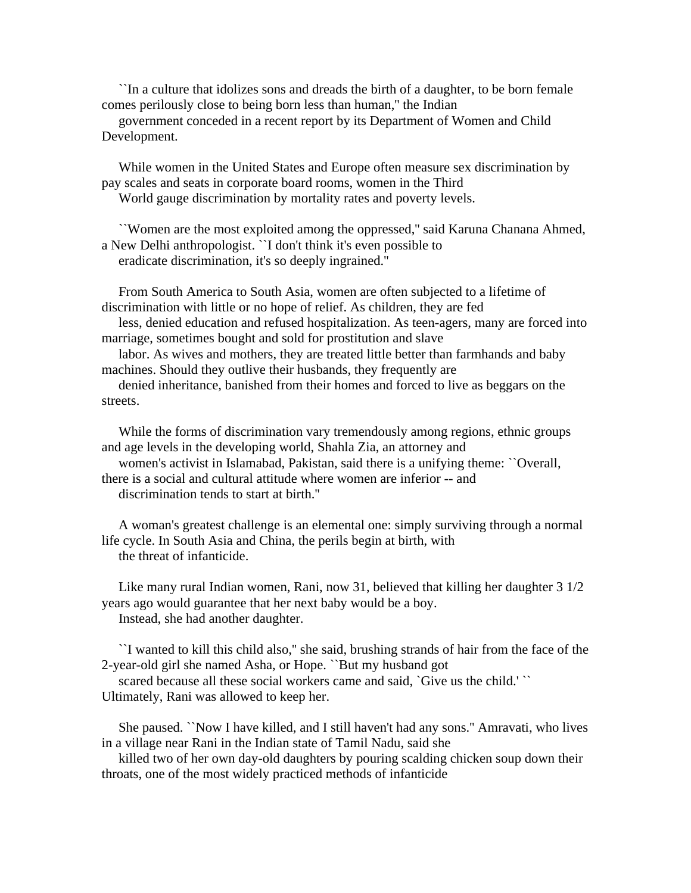``In a culture that idolizes sons and dreads the birth of a daughter, to be born female comes perilously close to being born less than human,'' the Indian government conceded in a recent report by its Department of Women and Child Development.

While women in the United States and Europe often measure sex discrimination by pay scales and seats in corporate board rooms, women in the Third World gauge discrimination by mortality rates and poverty levels.

``Women are the most exploited among the oppressed,'' said Karuna Chanana Ahmed, a New Delhi anthropologist. ``I don't think it's even possible to eradicate discrimination, it's so deeply ingrained.''

From South America to South Asia, women are often subjected to a lifetime of discrimination with little or no hope of relief. As children, they are fed less, denied education and refused hospitalization. As teen-agers, many are forced into marriage, sometimes bought and sold for prostitution and slave labor. As wives and mothers, they are treated little better than farmhands and baby machines. Should they outlive their husbands, they frequently are denied inheritance, banished from their homes and forced to live as beggars on the streets.

While the forms of discrimination vary tremendously among regions, ethnic groups and age levels in the developing world, Shahla Zia, an attorney and women's activist in Islamabad, Pakistan, said there is a unifying theme: ``Overall, there is a social and cultural attitude where women are inferior -- and discrimination tends to start at birth.''

A woman's greatest challenge is an elemental one: simply surviving through a normal life cycle. In South Asia and China, the perils begin at birth, with the threat of infanticide.

Like many rural Indian women, Rani, now 31, believed that killing her daughter 3 1/2 years ago would guarantee that her next baby would be a boy. Instead, she had another daughter.

``I wanted to kill this child also,'' she said, brushing strands of hair from the face of the 2-year-old girl she named Asha, or Hope. ``But my husband got scared because all these social workers came and said, `Give us the child.' `` Ultimately, Rani was allowed to keep her.

She paused. ``Now I have killed, and I still haven't had any sons.'' Amravati, who lives in a village near Rani in the Indian state of Tamil Nadu, said she killed two of her own day-old daughters by pouring scalding chicken soup down their throats, one of the most widely practiced methods of infanticide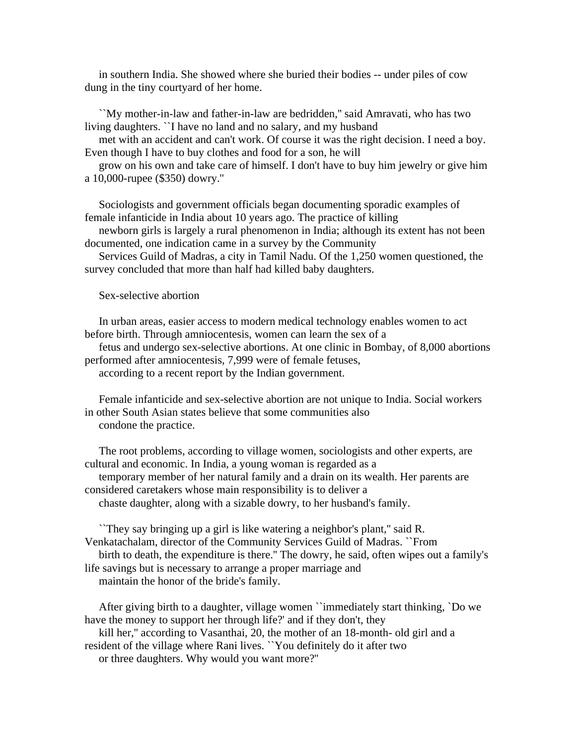in southern India. She showed where she buried their bodies -- under piles of cow dung in the tiny courtyard of her home.

``My mother-in-law and father-in-law are bedridden,'' said Amravati, who has two living daughters. ``I have no land and no salary, and my husband met with an accident and can't work. Of course it was the right decision. I need a boy. Even though I have to buy clothes and food for a son, he will grow on his own and take care of himself. I don't have to buy him jewelry or give him a 10,000-rupee ($350) dowry.''

Sociologists and government officials began documenting sporadic examples of female infanticide in India about 10 years ago. The practice of killing newborn girls is largely a rural phenomenon in India; although its extent has not been documented, one indication came in a survey by the Community Services Guild of Madras, a city in Tamil Nadu. Of the 1,250 women questioned, the survey concluded that more than half had killed baby daughters.

## Sex-selective abortion

In urban areas, easier access to modern medical technology enables women to act before birth. Through amniocentesis, women can learn the sex of a fetus and undergo sex-selective abortions. At one clinic in Bombay, of 8,000 abortions performed after amniocentesis, 7,999 were of female fetuses, according to a recent report by the Indian government.

Female infanticide and sex-selective abortion are not unique to India. Social workers in other South Asian states believe that some communities also condone the practice.

The root problems, according to village women, sociologists and other experts, are cultural and economic. In India, a young woman is regarded as a temporary member of her natural family and a drain on its wealth. Her parents are considered caretakers whose main responsibility is to deliver a chaste daughter, along with a sizable dowry, to her husband's family.

``They say bringing up a girl is like watering a neighbor's plant,'' said R. Venkatachalam, director of the Community Services Guild of Madras. ``From birth to death, the expenditure is there.'' The dowry, he said, often wipes out a family's life savings but is necessary to arrange a proper marriage and maintain the honor of the bride's family.

After giving birth to a daughter, village women ``immediately start thinking, `Do we have the money to support her through life?' and if they don't, they kill her,'' according to Vasanthai, 20, the mother of an 18-month- old girl and a resident of the village where Rani lives. ``You definitely do it after two or three daughters. Why would you want more?''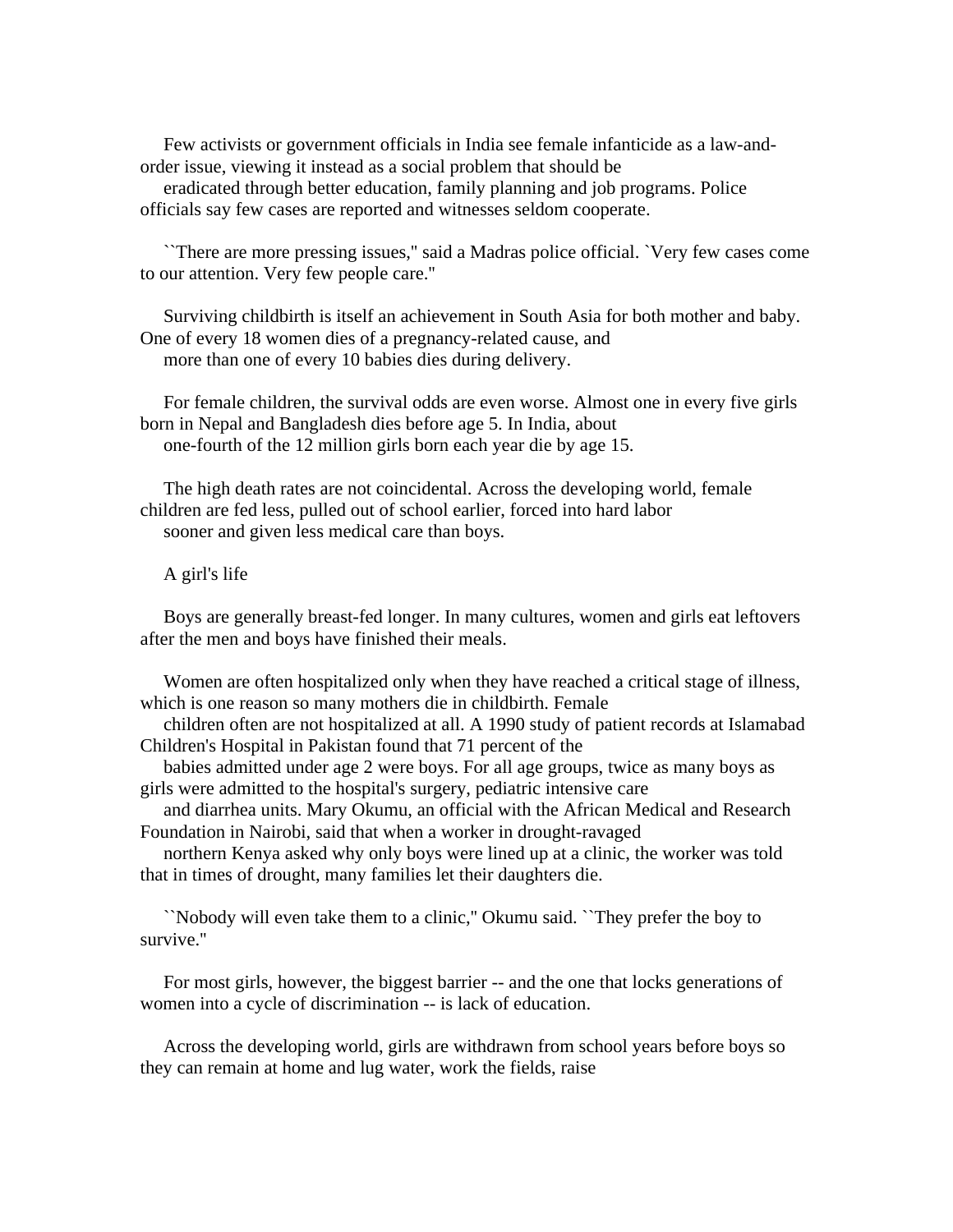Few activists or government officials in India see female infanticide as a law-and-order issue, viewing it instead as a social problem that should be eradicated through better education, family planning and job programs. Police officials say few cases are reported and witnesses seldom cooperate.

``There are more pressing issues,'' said a Madras police official. `Very few cases come to our attention. Very few people care.''

Surviving childbirth is itself an achievement in South Asia for both mother and baby. One of every 18 women dies of a pregnancy-related cause, and more than one of every 10 babies dies during delivery.

For female children, the survival odds are even worse. Almost one in every five girls born in Nepal and Bangladesh dies before age 5. In India, about one-fourth of the 12 million girls born each year die by age 15.

The high death rates are not coincidental. Across the developing world, female children are fed less, pulled out of school earlier, forced into hard labor sooner and given less medical care than boys.

A girl's life

Boys are generally breast-fed longer. In many cultures, women and girls eat leftovers after the men and boys have finished their meals.

Women are often hospitalized only when they have reached a critical stage of illness, which is one reason so many mothers die in childbirth. Female children often are not hospitalized at all. A 1990 study of patient records at Islamabad Children's Hospital in Pakistan found that 71 percent of the babies admitted under age 2 were boys. For all age groups, twice as many boys as girls were admitted to the hospital's surgery, pediatric intensive care and diarrhea units. Mary Okumu, an official with the African Medical and Research Foundation in Nairobi, said that when a worker in drought-ravaged northern Kenya asked why only boys were lined up at a clinic, the worker was told that in times of drought, many families let their daughters die.

``Nobody will even take them to a clinic,'' Okumu said. ``They prefer the boy to survive.''

For most girls, however, the biggest barrier -- and the one that locks generations of women into a cycle of discrimination -- is lack of education.

Across the developing world, girls are withdrawn from school years before boys so they can remain at home and lug water, work the fields, raise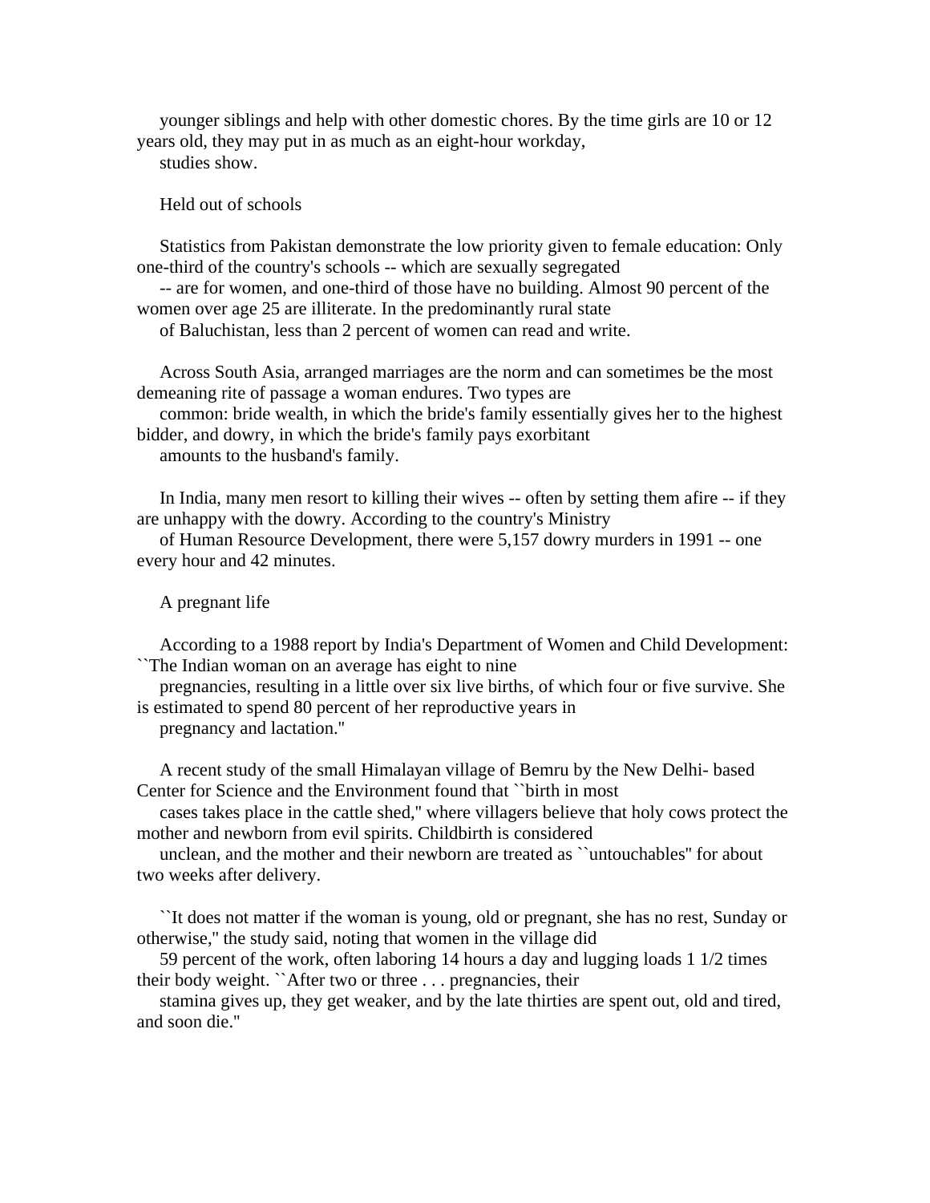younger siblings and help with other domestic chores. By the time girls are 10 or 12 years old, they may put in as much as an eight-hour workday, studies show.

## Held out of schools

Statistics from Pakistan demonstrate the low priority given to female education: Only one-third of the country's schools -- which are sexually segregated -- are for women, and one-third of those have no building. Almost 90 percent of the women over age 25 are illiterate. In the predominantly rural state of Baluchistan, less than 2 percent of women can read and write.

Across South Asia, arranged marriages are the norm and can sometimes be the most demeaning rite of passage a woman endures. Two types are common: bride wealth, in which the bride's family essentially gives her to the highest bidder, and dowry, in which the bride's family pays exorbitant amounts to the husband's family.

In India, many men resort to killing their wives -- often by setting them afire -- if they are unhappy with the dowry. According to the country's Ministry of Human Resource Development, there were 5,157 dowry murders in 1991 -- one every hour and 42 minutes.

## A pregnant life

According to a 1988 report by India's Department of Women and Child Development: ``The Indian woman on an average has eight to nine pregnancies, resulting in a little over six live births, of which four or five survive. She is estimated to spend 80 percent of her reproductive years in pregnancy and lactation.''

A recent study of the small Himalayan village of Bemru by the New Delhi- based Center for Science and the Environment found that ``birth in most cases takes place in the cattle shed,'' where villagers believe that holy cows protect the mother and newborn from evil spirits. Childbirth is considered unclean, and the mother and their newborn are treated as ``untouchables'' for about two weeks after delivery.

``It does not matter if the woman is young, old or pregnant, she has no rest, Sunday or otherwise,'' the study said, noting that women in the village did 59 percent of the work, often laboring 14 hours a day and lugging loads 1 1/2 times their body weight. ``After two or three . . . pregnancies, their stamina gives up, they get weaker, and by the late thirties are spent out, old and tired, and soon die.''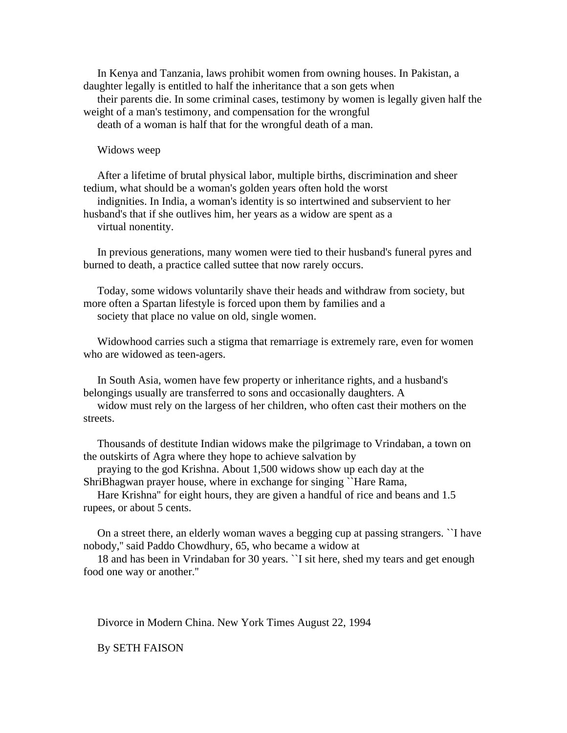In Kenya and Tanzania, laws prohibit women from owning houses. In Pakistan, a daughter legally is entitled to half the inheritance that a son gets when their parents die. In some criminal cases, testimony by women is legally given half the weight of a man's testimony, and compensation for the wrongful death of a woman is half that for the wrongful death of a man.

Widows weep

After a lifetime of brutal physical labor, multiple births, discrimination and sheer tedium, what should be a woman's golden years often hold the worst indignities. In India, a woman's identity is so intertwined and subservient to her husband's that if she outlives him, her years as a widow are spent as a virtual nonentity.

In previous generations, many women were tied to their husband's funeral pyres and burned to death, a practice called suttee that now rarely occurs.

Today, some widows voluntarily shave their heads and withdraw from society, but more often a Spartan lifestyle is forced upon them by families and a society that place no value on old, single women.

Widowhood carries such a stigma that remarriage is extremely rare, even for women who are widowed as teen-agers.

In South Asia, women have few property or inheritance rights, and a husband's belongings usually are transferred to sons and occasionally daughters. A widow must rely on the largess of her children, who often cast their mothers on the streets.

Thousands of destitute Indian widows make the pilgrimage to Vrindaban, a town on the outskirts of Agra where they hope to achieve salvation by praying to the god Krishna. About 1,500 widows show up each day at the ShriBhagwan prayer house, where in exchange for singing ``Hare Rama, Hare Krishna'' for eight hours, they are given a handful of rice and beans and 1.5 rupees, or about 5 cents.

On a street there, an elderly woman waves a begging cup at passing strangers. ``I have nobody,'' said Paddo Chowdhury, 65, who became a widow at 18 and has been in Vrindaban for 30 years. ``I sit here, shed my tears and get enough food one way or another.''

Divorce in Modern China. New York Times August 22, 1994

By SETH FAISON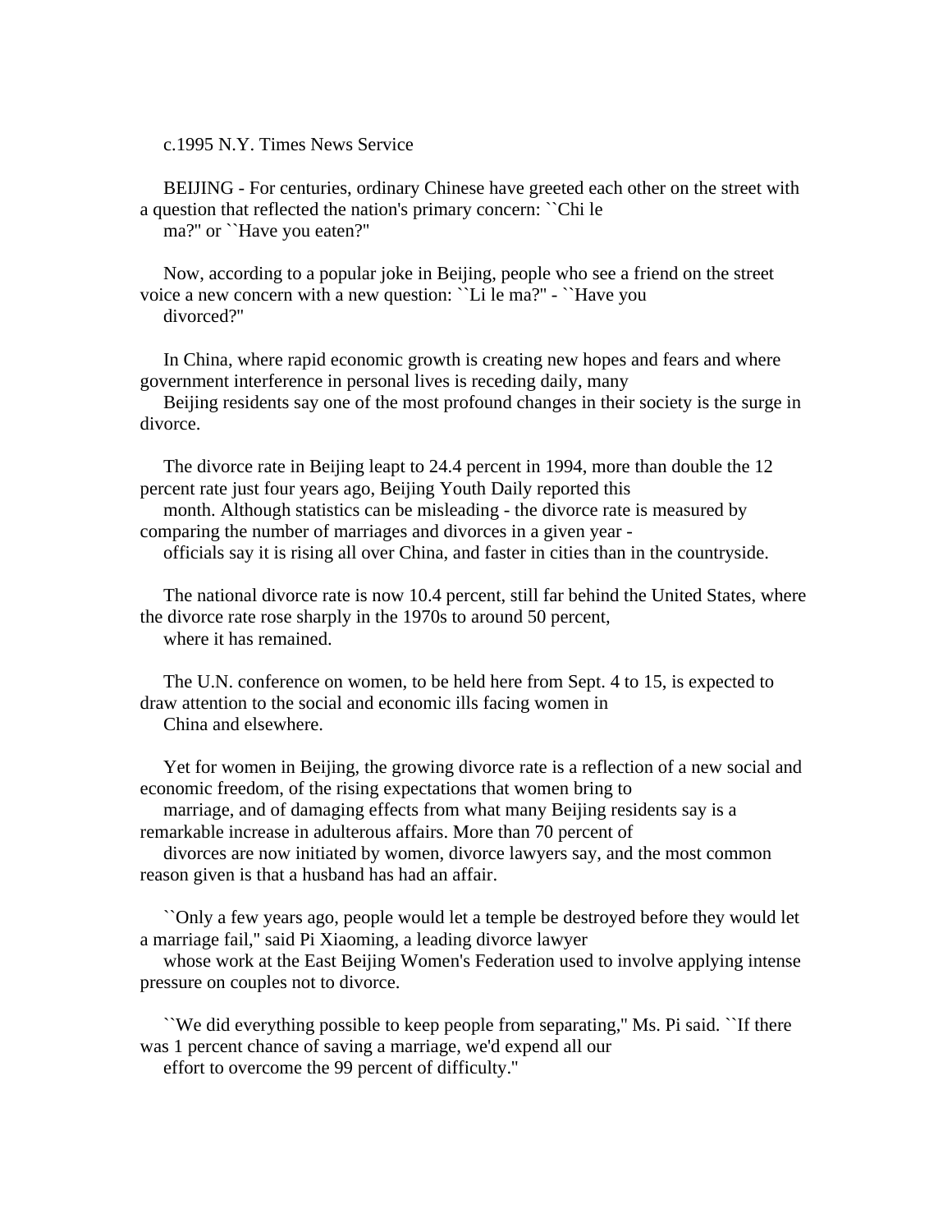c.1995 N.Y. Times News Service

BEIJING - For centuries, ordinary Chinese have greeted each other on the street with a question that reflected the nation's primary concern: ``Chi le ma?'' or ``Have you eaten?''

Now, according to a popular joke in Beijing, people who see a friend on the street voice a new concern with a new question: ``Li le ma?'' - ``Have you divorced?''

In China, where rapid economic growth is creating new hopes and fears and where government interference in personal lives is receding daily, many Beijing residents say one of the most profound changes in their society is the surge in divorce.

The divorce rate in Beijing leapt to 24.4 percent in 1994, more than double the 12 percent rate just four years ago, Beijing Youth Daily reported this month. Although statistics can be misleading - the divorce rate is measured by comparing the number of marriages and divorces in a given year - officials say it is rising all over China, and faster in cities than in the countryside.

The national divorce rate is now 10.4 percent, still far behind the United States, where the divorce rate rose sharply in the 1970s to around 50 percent, where it has remained.

The U.N. conference on women, to be held here from Sept. 4 to 15, is expected to draw attention to the social and economic ills facing women in China and elsewhere.

Yet for women in Beijing, the growing divorce rate is a reflection of a new social and economic freedom, of the rising expectations that women bring to marriage, and of damaging effects from what many Beijing residents say is a remarkable increase in adulterous affairs. More than 70 percent of divorces are now initiated by women, divorce lawyers say, and the most common reason given is that a husband has had an affair.

``Only a few years ago, people would let a temple be destroyed before they would let a marriage fail,'' said Pi Xiaoming, a leading divorce lawyer whose work at the East Beijing Women's Federation used to involve applying intense pressure on couples not to divorce.

``We did everything possible to keep people from separating,'' Ms. Pi said. ``If there was 1 percent chance of saving a marriage, we'd expend all our effort to overcome the 99 percent of difficulty.''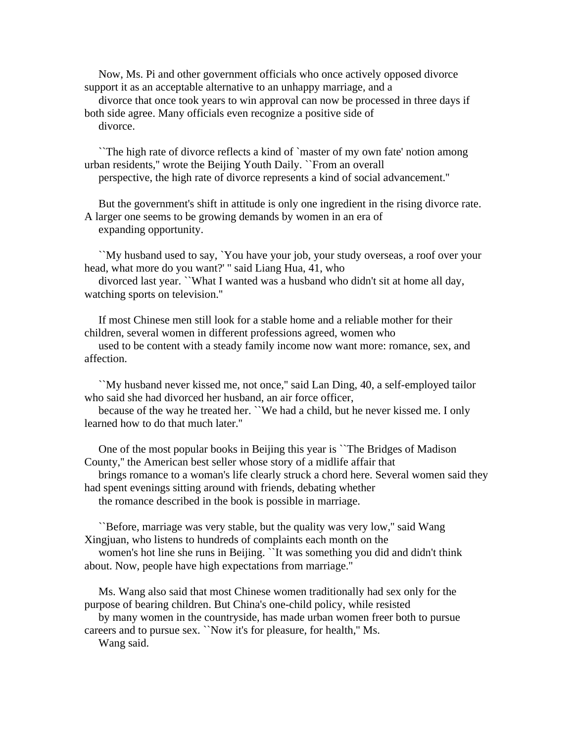Now, Ms. Pi and other government officials who once actively opposed divorce support it as an acceptable alternative to an unhappy marriage, and a divorce that once took years to win approval can now be processed in three days if both side agree. Many officials even recognize a positive side of divorce.

``The high rate of divorce reflects a kind of `master of my own fate' notion among urban residents,'' wrote the Beijing Youth Daily. ``From an overall perspective, the high rate of divorce represents a kind of social advancement.''

But the government's shift in attitude is only one ingredient in the rising divorce rate. A larger one seems to be growing demands by women in an era of expanding opportunity.

``My husband used to say, `You have your job, your study overseas, a roof over your head, what more do you want?' '' said Liang Hua, 41, who divorced last year. ``What I wanted was a husband who didn't sit at home all day, watching sports on television.''

If most Chinese men still look for a stable home and a reliable mother for their children, several women in different professions agreed, women who used to be content with a steady family income now want more: romance, sex, and affection.

``My husband never kissed me, not once,'' said Lan Ding, 40, a self-employed tailor who said she had divorced her husband, an air force officer, because of the way he treated her. ``We had a child, but he never kissed me. I only learned how to do that much later.''

One of the most popular books in Beijing this year is ``The Bridges of Madison County,'' the American best seller whose story of a midlife affair that brings romance to a woman's life clearly struck a chord here. Several women said they had spent evenings sitting around with friends, debating whether the romance described in the book is possible in marriage.

``Before, marriage was very stable, but the quality was very low,'' said Wang Xingjuan, who listens to hundreds of complaints each month on the women's hot line she runs in Beijing. ``It was something you did and didn't think about. Now, people have high expectations from marriage.''

Ms. Wang also said that most Chinese women traditionally had sex only for the purpose of bearing children. But China's one-child policy, while resisted by many women in the countryside, has made urban women freer both to pursue careers and to pursue sex. ``Now it's for pleasure, for health,'' Ms. Wang said.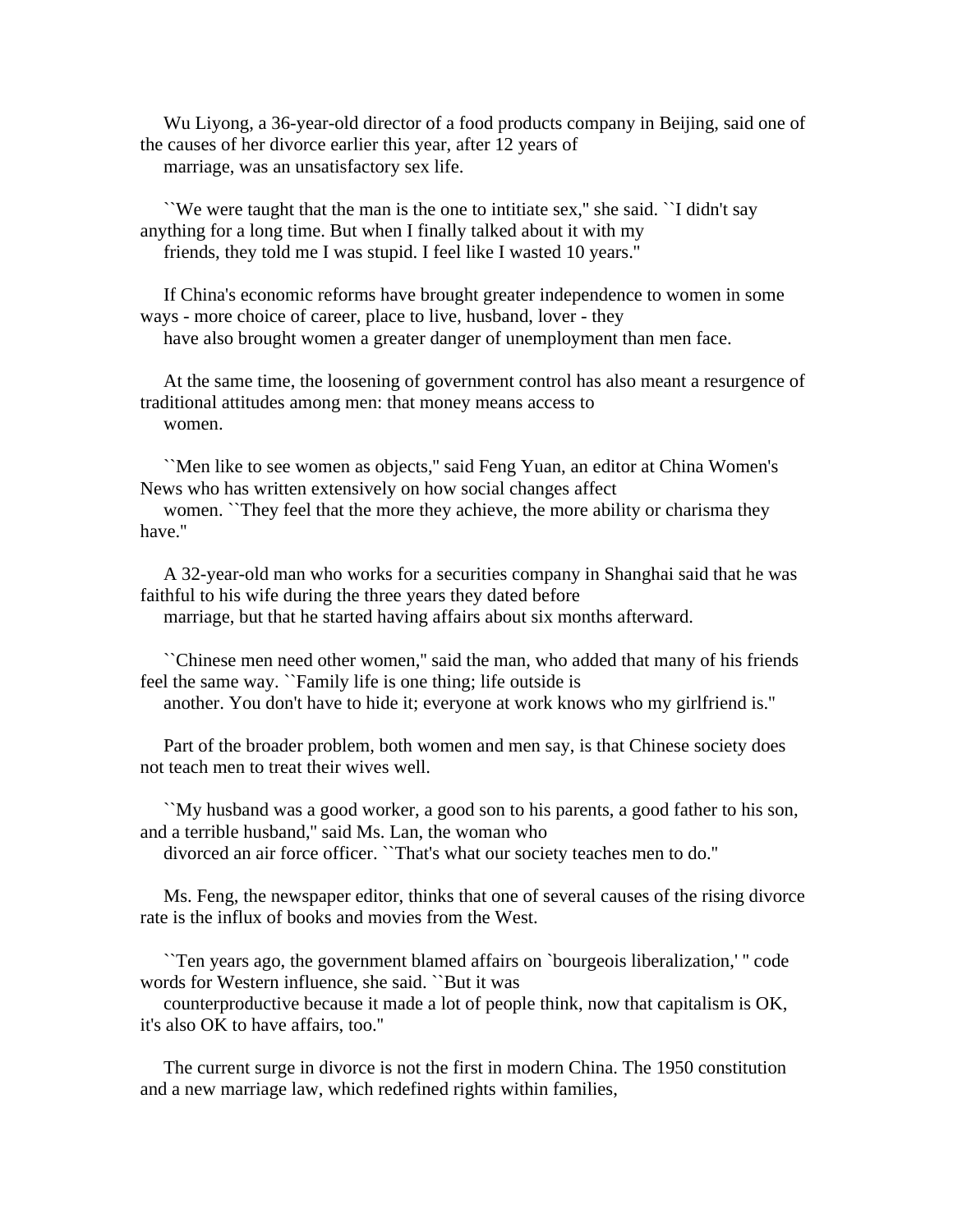Wu Liyong, a 36-year-old director of a food products company in Beijing, said one of the causes of her divorce earlier this year, after 12 years of marriage, was an unsatisfactory sex life.

``We were taught that the man is the one to intitiate sex,'' she said. ``I didn't say anything for a long time. But when I finally talked about it with my friends, they told me I was stupid. I feel like I wasted 10 years.''

If China's economic reforms have brought greater independence to women in some ways - more choice of career, place to live, husband, lover - they have also brought women a greater danger of unemployment than men face.

At the same time, the loosening of government control has also meant a resurgence of traditional attitudes among men: that money means access to women.

``Men like to see women as objects,'' said Feng Yuan, an editor at China Women's News who has written extensively on how social changes affect women. ``They feel that the more they achieve, the more ability or charisma they have.''

A 32-year-old man who works for a securities company in Shanghai said that he was faithful to his wife during the three years they dated before marriage, but that he started having affairs about six months afterward.

``Chinese men need other women,'' said the man, who added that many of his friends feel the same way. ``Family life is one thing; life outside is another. You don't have to hide it; everyone at work knows who my girlfriend is.''

Part of the broader problem, both women and men say, is that Chinese society does not teach men to treat their wives well.

``My husband was a good worker, a good son to his parents, a good father to his son, and a terrible husband,'' said Ms. Lan, the woman who divorced an air force officer. ``That's what our society teaches men to do.''

Ms. Feng, the newspaper editor, thinks that one of several causes of the rising divorce rate is the influx of books and movies from the West.

``Ten years ago, the government blamed affairs on `bourgeois liberalization,' '' code words for Western influence, she said. ``But it was counterproductive because it made a lot of people think, now that capitalism is OK, it's also OK to have affairs, too.''

The current surge in divorce is not the first in modern China. The 1950 constitution and a new marriage law, which redefined rights within families,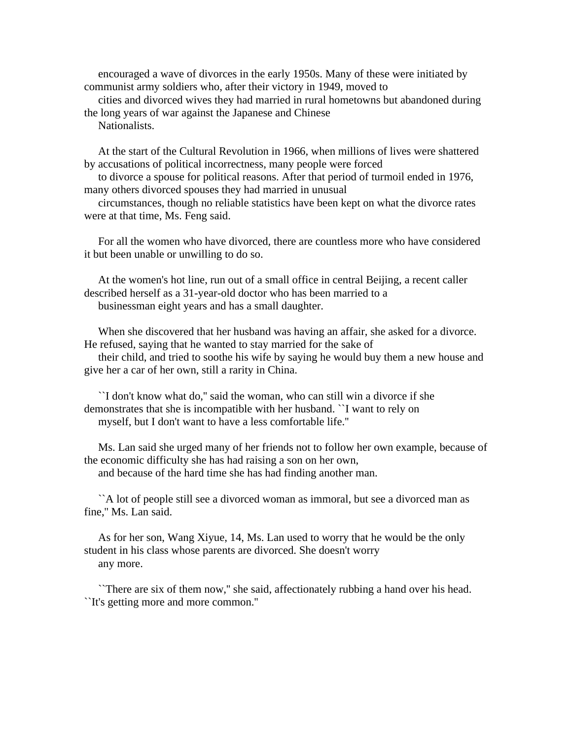encouraged a wave of divorces in the early 1950s. Many of these were initiated by communist army soldiers who, after their victory in 1949, moved to cities and divorced wives they had married in rural hometowns but abandoned during the long years of war against the Japanese and Chinese Nationalists.

At the start of the Cultural Revolution in 1966, when millions of lives were shattered by accusations of political incorrectness, many people were forced to divorce a spouse for political reasons. After that period of turmoil ended in 1976, many others divorced spouses they had married in unusual circumstances, though no reliable statistics have been kept on what the divorce rates were at that time, Ms. Feng said.

For all the women who have divorced, there are countless more who have considered it but been unable or unwilling to do so.

At the women's hot line, run out of a small office in central Beijing, a recent caller described herself as a 31-year-old doctor who has been married to a businessman eight years and has a small daughter.

When she discovered that her husband was having an affair, she asked for a divorce. He refused, saying that he wanted to stay married for the sake of their child, and tried to soothe his wife by saying he would buy them a new house and give her a car of her own, still a rarity in China.

``I don't know what do,'' said the woman, who can still win a divorce if she demonstrates that she is incompatible with her husband. ``I want to rely on myself, but I don't want to have a less comfortable life.''

Ms. Lan said she urged many of her friends not to follow her own example, because of the economic difficulty she has had raising a son on her own, and because of the hard time she has had finding another man.

``A lot of people still see a divorced woman as immoral, but see a divorced man as fine,'' Ms. Lan said.

As for her son, Wang Xiyue, 14, Ms. Lan used to worry that he would be the only student in his class whose parents are divorced. She doesn't worry any more.

``There are six of them now,'' she said, affectionately rubbing a hand over his head. ``It's getting more and more common.''